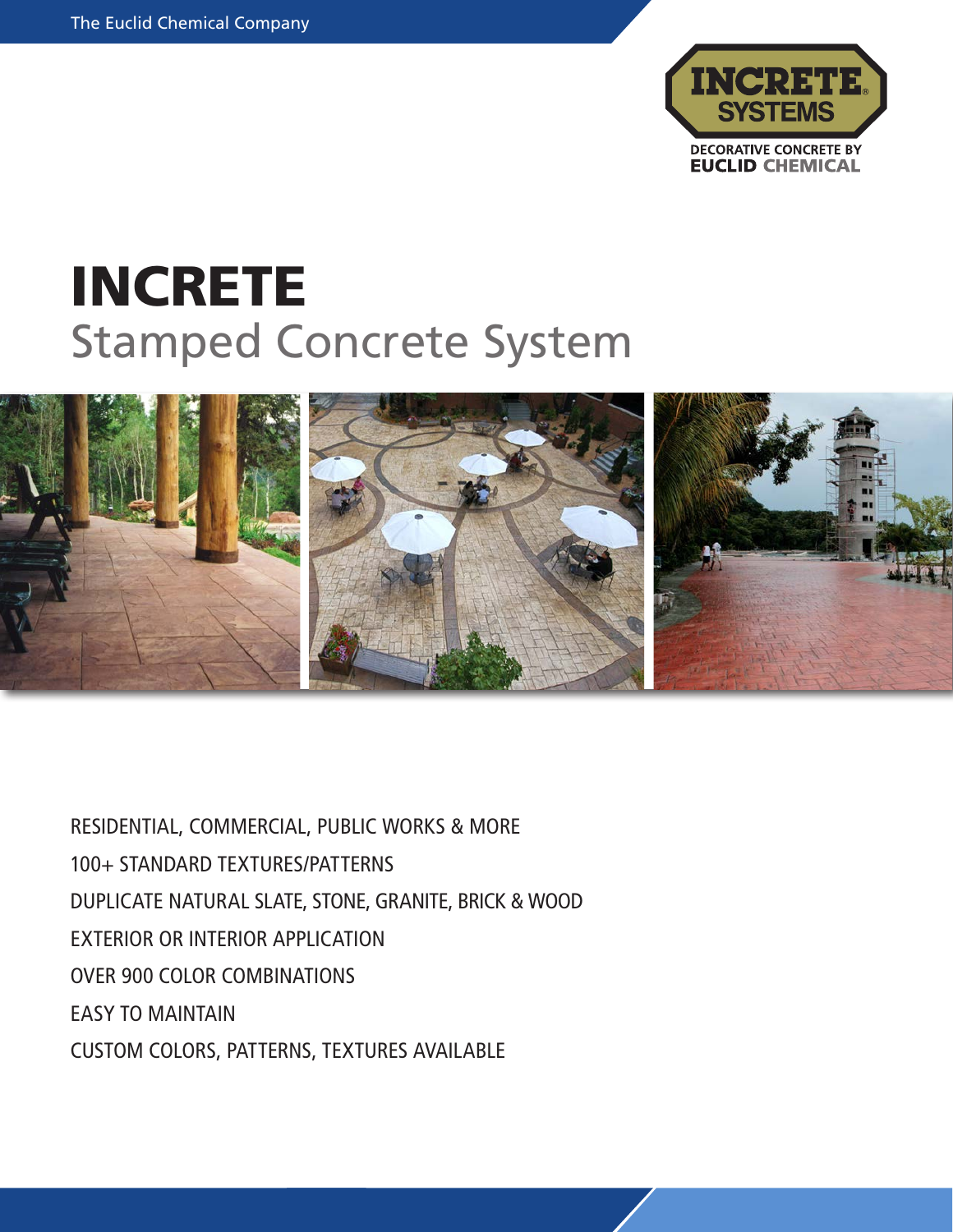The Euclid Chemical Company

INCRETE SYSTEMS

DECORATIVE CONCRETE BY EUCLID CHEMICAL

# INCRETE
## Stamped Concrete System

RESIDENTIAL, COMMERCIAL, PUBLIC WORKS & MORE

100+ STANDARD TEXTURES/PATTERNS

DUPLICATE NATURAL SLATE, STONE, GRANITE, BRICK & WOOD

EXTERIOR OR INTERIOR APPLICATION

OVER 900 COLOR COMBINATIONS

EASY TO MAINTAIN

CUSTOM COLORS, PATTERNS, TEXTURES AVAILABLE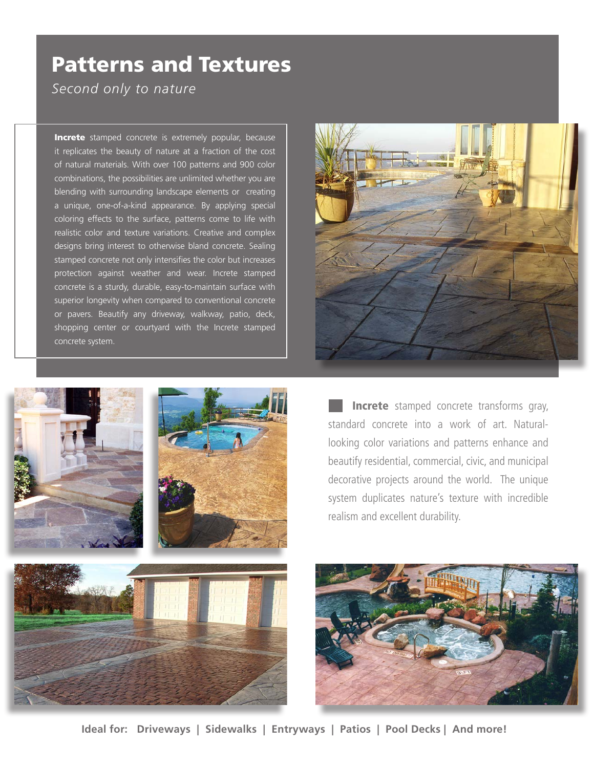# Patterns and Textures

*Second only to nature*

**Increte** stamped concrete is extremely popular, because it replicates the beauty of nature at a fraction of the cost of natural materials. With over 100 patterns and 900 color combinations, the possibilities are unlimited whether you are blending with surrounding landscape elements or creating a unique, one-of-a-kind appearance. By applying special coloring effects to the surface, patterns come to life with realistic color and texture variations. Creative and complex designs bring interest to otherwise bland concrete. Sealing stamped concrete not only intensifies the color but increases protection against weather and wear. Increte stamped concrete is a sturdy, durable, easy-to-maintain surface with superior longevity when compared to conventional concrete or pavers. Beautify any driveway, walkway, patio, deck, shopping center or courtyard with the Increte stamped concrete system.

**Increte** stamped concrete transforms gray, standard concrete into a work of art. Natural-looking color variations and patterns enhance and beautify residential, commercial, civic, and municipal decorative projects around the world. The unique system duplicates nature's texture with incredible realism and excellent durability.

**Ideal for: Driveways | Sidewalks | Entryways | Patios | Pool Decks | And more!**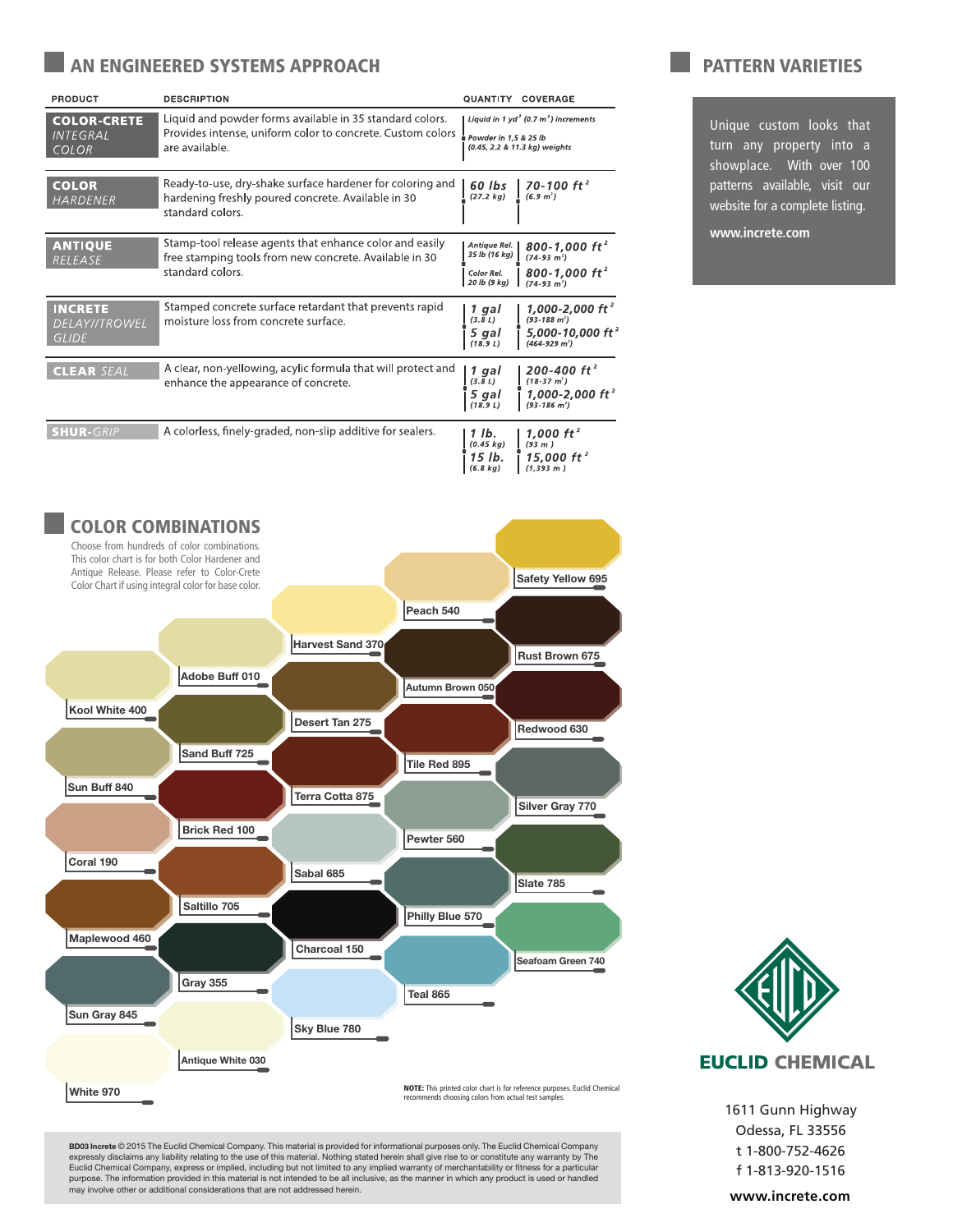## AN ENGINEERED SYSTEMS APPROACH

| PRODUCT | DESCRIPTION | QUANTITY | COVERAGE |
|---|---|---|---|
| **COLOR-CRETE** *INTEGRAL COLOR* | Liquid and powder forms available in 35 standard colors. Provides intense, uniform color to concrete. Custom colors are available. | *Liquid in 1 yd³ (0.7 m³) increments*<br>*Powder in 1.5 & 25 lb (0.45, 2.2 & 11.3 kg) weights* | |
| **COLOR** *HARDENER* | Ready-to-use, dry-shake surface hardener for coloring and hardening freshly poured concrete. Available in 30 standard colors. | *60 lbs (27.2 kg)* | *70-100 ft² (6.9 m²)* |
| **ANTIQUE** *RELEASE* | Stamp-tool release agents that enhance color and easily free stamping tools from new concrete. Available in 30 standard colors. | *Antique Rel. 35 lb (16 kg)*<br>*Color Rel. 20 lb (9 kg)* | *800-1,000 ft² (74-93 m²)*<br>*800-1,000 ft² (74-93 m²)* |
| **INCRETE** *DELAY//TROWEL GLIDE* | Stamped concrete surface retardant that prevents rapid moisture loss from concrete surface. | *1 gal (3.8 L)*<br>*5 gal (18.9 L)* | *1,000-2,000 ft² (93-188 m²)*<br>*5,000-10,000 ft² (464-929 m²)* |
| **CLEAR** *SEAL* | A clear, non-yellowing, acylic formula that will protect and enhance the appearance of concrete. | *1 gal (3.8 L)*<br>*5 gal (18.9 L)* | *200-400 ft² (18-37 m²)*<br>*1,000-2,000 ft² (93-186 m²)* |
| **SHUR-***GRIP* | A colorless, finely-graded, non-slip additive for sealers. | *1 lb. (0.45 kg)*<br>*15 lb. (6.8 kg)* | *1,000 ft² (93 m )*<br>*15,000 ft² (1,393 m )* |

## PATTERN VARIETIES

Unique custom looks that turn any property into a showplace. With over 100 patterns available, visit our website for a complete listing.

**www.increte.com**

## COLOR COMBINATIONS

Choose from hundreds of color combinations. This color chart is for both Color Hardener and Antique Release. Please refer to Color-Crete Color Chart if using integral color for base color.

Safety Yellow 695
Peach 540
Harvest Sand 370
Rust Brown 675
Adobe Buff 010
Autumn Brown 050
Kool White 400
Desert Tan 275
Redwood 630
Sand Buff 725
Tile Red 895
Sun Buff 840
Terra Cotta 875
Silver Gray 770
Brick Red 100
Pewter 560
Coral 190
Sabal 685
Slate 785
Saltillo 705
Philly Blue 570
Maplewood 460
Charcoal 150
Seafoam Green 740
Gray 355
Teal 865
Sun Gray 845
Sky Blue 780
Antique White 030
White 970

**NOTE:** This printed color chart is for reference purposes. Euclid Chemical recommends choosing colors from actual test samples.

**BD03 Increte** © 2015 The Euclid Chemical Company. This material is provided for informational purposes only. The Euclid Chemical Company expressly disclaims any liability relating to the use of this material. Nothing stated herein shall give rise to or constitute any warranty by The Euclid Chemical Company, express or implied, including but not limited to any implied warranty of merchantability or fitness for a particular purpose. The information provided in this material is not intended to be all inclusive, as the manner in which any product is used or handled may involve other or additional considerations that are not addressed herein.

**EUCLID CHEMICAL**

1611 Gunn Highway
Odessa, FL 33556
t 1-800-752-4626
f 1-813-920-1516

**www.increte.com**